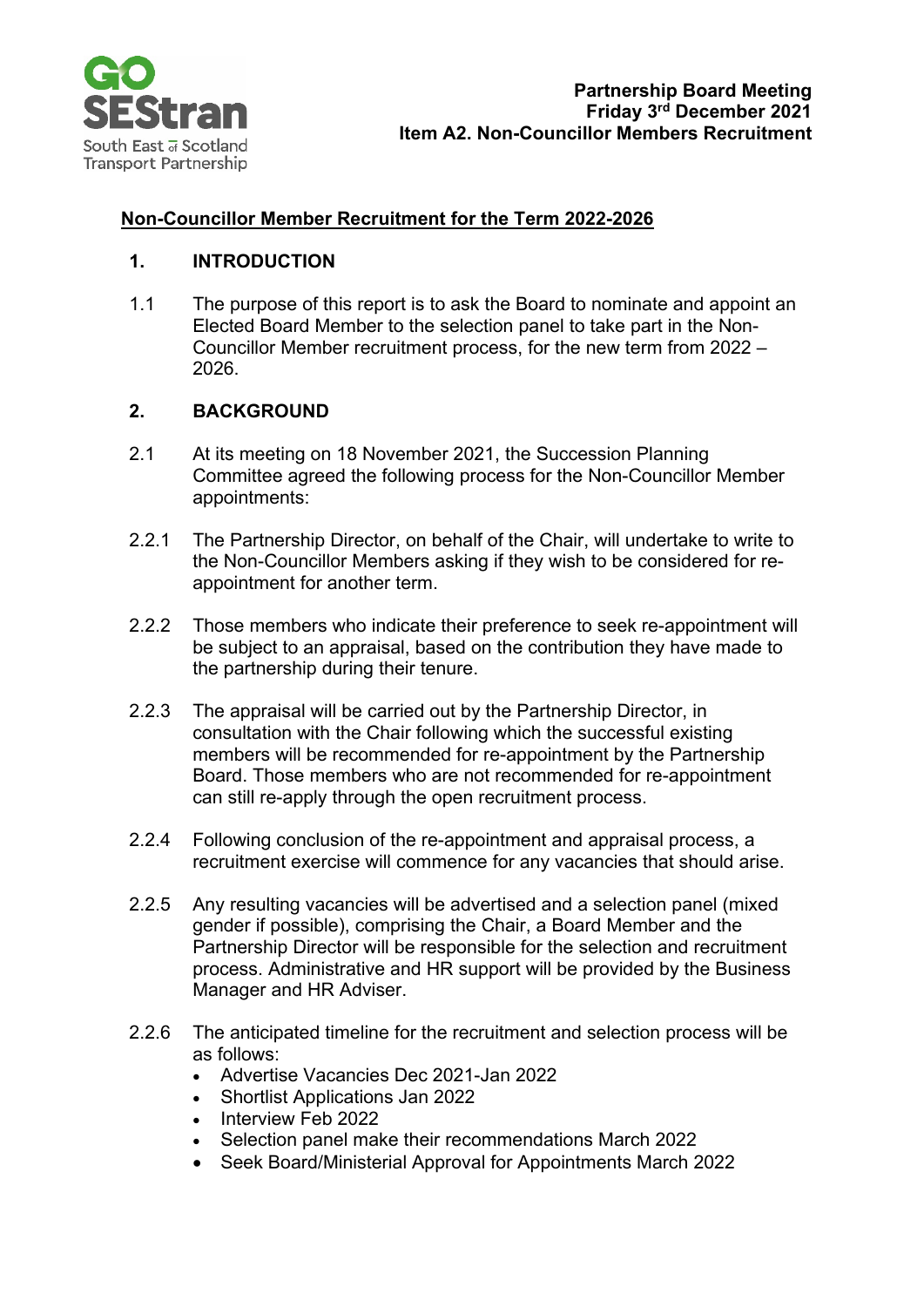**Partnership Board Meeting**
**Friday 3rd December 2021**
**Item A2. Non-Councillor Members Recruitment**

## Non-Councillor Member Recruitment for the Term 2022-2026

### 1. INTRODUCTION

1.1 The purpose of this report is to ask the Board to nominate and appoint an Elected Board Member to the selection panel to take part in the Non-Councillor Member recruitment process, for the new term from 2022 – 2026.

### 2. BACKGROUND

2.1 At its meeting on 18 November 2021, the Succession Planning Committee agreed the following process for the Non-Councillor Member appointments:

2.2.1 The Partnership Director, on behalf of the Chair, will undertake to write to the Non-Councillor Members asking if they wish to be considered for re-appointment for another term.

2.2.2 Those members who indicate their preference to seek re-appointment will be subject to an appraisal, based on the contribution they have made to the partnership during their tenure.

2.2.3 The appraisal will be carried out by the Partnership Director, in consultation with the Chair following which the successful existing members will be recommended for re-appointment by the Partnership Board. Those members who are not recommended for re-appointment can still re-apply through the open recruitment process.

2.2.4 Following conclusion of the re-appointment and appraisal process, a recruitment exercise will commence for any vacancies that should arise.

2.2.5 Any resulting vacancies will be advertised and a selection panel (mixed gender if possible), comprising the Chair, a Board Member and the Partnership Director will be responsible for the selection and recruitment process. Administrative and HR support will be provided by the Business Manager and HR Adviser.

2.2.6 The anticipated timeline for the recruitment and selection process will be as follows:

- Advertise Vacancies Dec 2021-Jan 2022
- Shortlist Applications Jan 2022
- Interview Feb 2022
- Selection panel make their recommendations March 2022
- Seek Board/Ministerial Approval for Appointments March 2022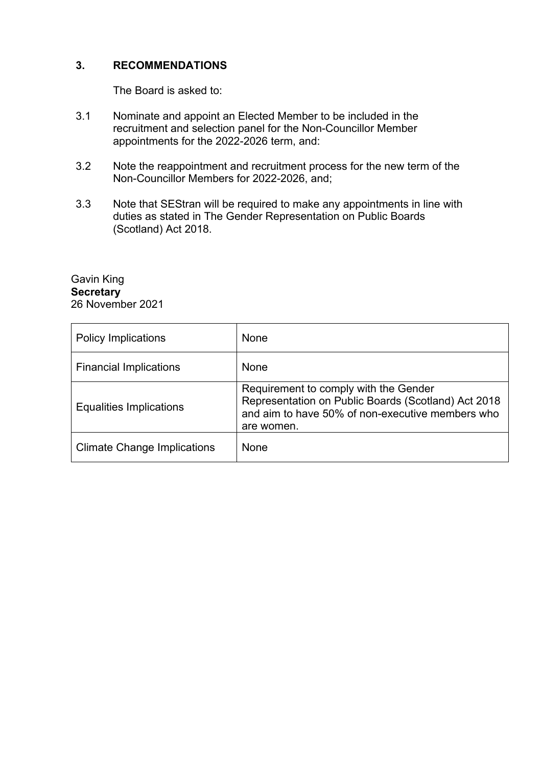## 3. RECOMMENDATIONS

The Board is asked to:

3.1 Nominate and appoint an Elected Member to be included in the recruitment and selection panel for the Non-Councillor Member appointments for the 2022-2026 term, and:

3.2 Note the reappointment and recruitment process for the new term of the Non-Councillor Members for 2022-2026, and;

3.3 Note that SEStran will be required to make any appointments in line with duties as stated in The Gender Representation on Public Boards (Scotland) Act 2018.

Gavin King
**Secretary**
26 November 2021

| | |
|---|---|
| Policy Implications | None |
| Financial Implications | None |
| Equalities Implications | Requirement to comply with the Gender Representation on Public Boards (Scotland) Act 2018 and aim to have 50% of non-executive members who are women. |
| Climate Change Implications | None |